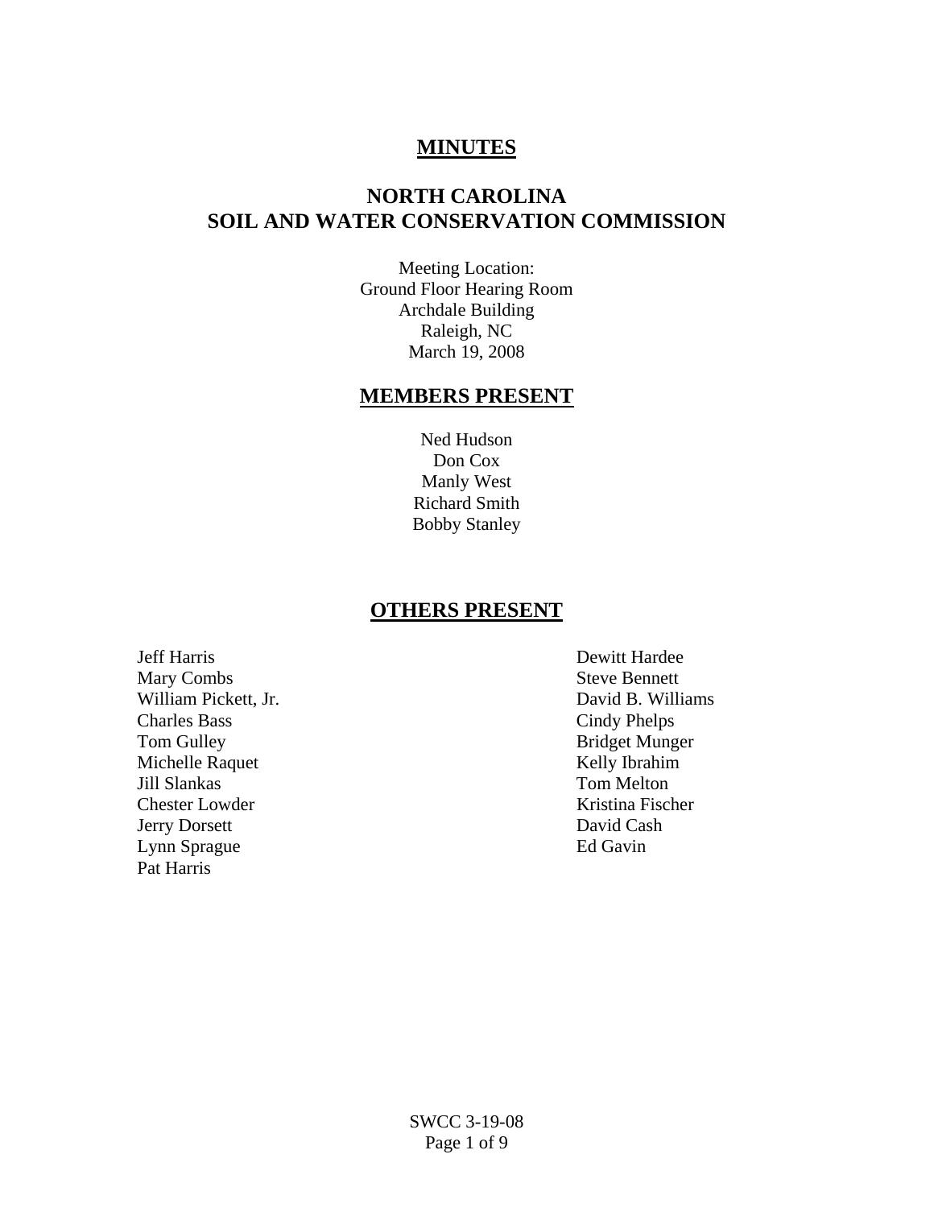# MINUTES

# NORTH CAROLINA SOIL AND WATER CONSERVATION COMMISSION

Meeting Location:
Ground Floor Hearing Room
Archdale Building
Raleigh, NC
March 19, 2008

## MEMBERS PRESENT

Ned Hudson
Don Cox
Manly West
Richard Smith
Bobby Stanley

## OTHERS PRESENT

Jeff Harris
Mary Combs
William Pickett, Jr.
Charles Bass
Tom Gulley
Michelle Raquet
Jill Slankas
Chester Lowder
Jerry Dorsett
Lynn Sprague
Pat Harris
Dewitt Hardee
Steve Bennett
David B. Williams
Cindy Phelps
Bridget Munger
Kelly Ibrahim
Tom Melton
Kristina Fischer
David Cash
Ed Gavin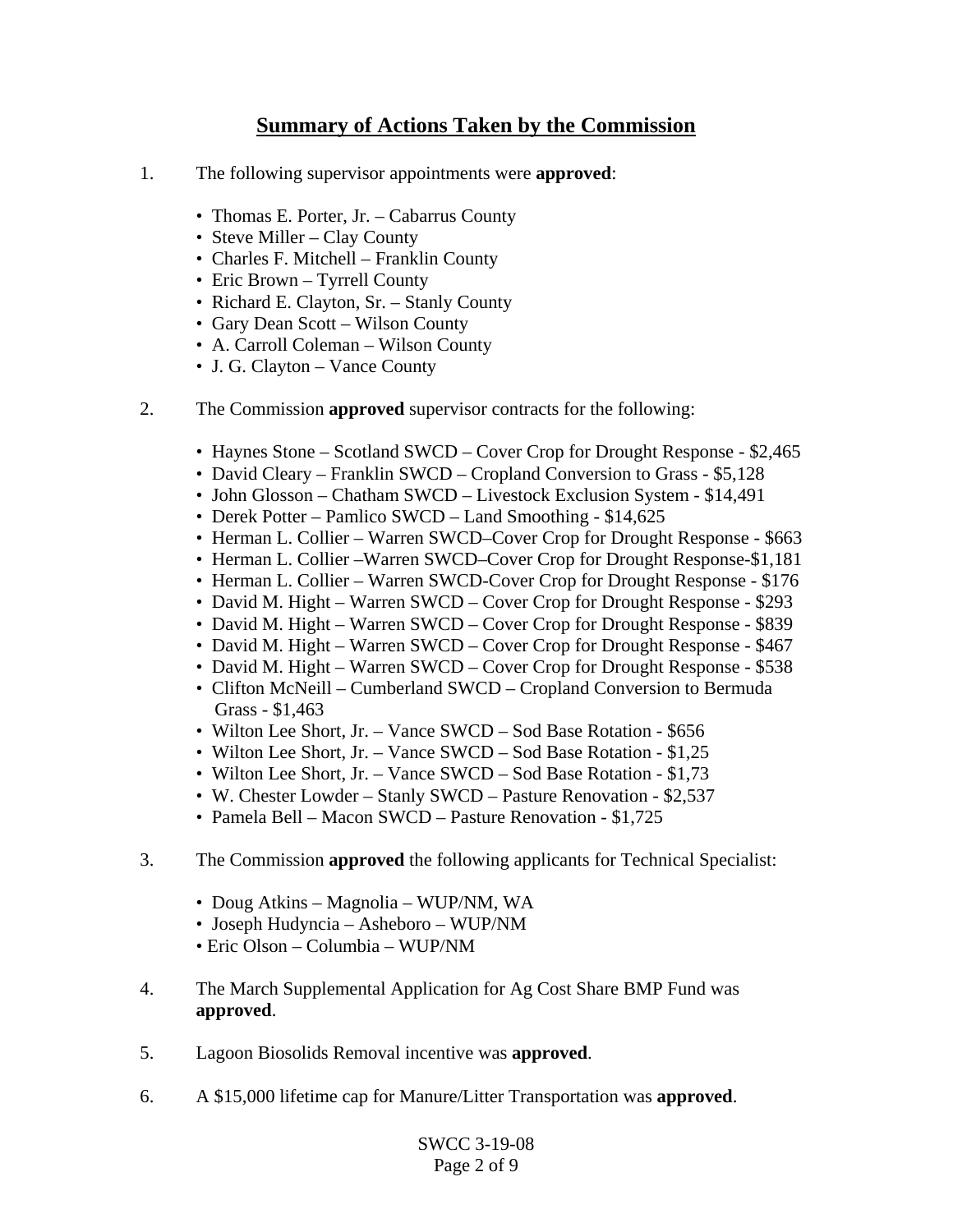## Summary of Actions Taken by the Commission

1. The following supervisor appointments were **approved**:

   - Thomas E. Porter, Jr. – Cabarrus County
   - Steve Miller – Clay County
   - Charles F. Mitchell – Franklin County
   - Eric Brown – Tyrrell County
   - Richard E. Clayton, Sr. – Stanly County
   - Gary Dean Scott – Wilson County
   - A. Carroll Coleman – Wilson County
   - J. G. Clayton – Vance County

2. The Commission **approved** supervisor contracts for the following:

   - Haynes Stone – Scotland SWCD – Cover Crop for Drought Response - $2,465
   - David Cleary – Franklin SWCD – Cropland Conversion to Grass - $5,128
   - John Glosson – Chatham SWCD – Livestock Exclusion System - $14,491
   - Derek Potter – Pamlico SWCD – Land Smoothing - $14,625
   - Herman L. Collier – Warren SWCD–Cover Crop for Drought Response - $663
   - Herman L. Collier –Warren SWCD–Cover Crop for Drought Response-$1,181
   - Herman L. Collier – Warren SWCD-Cover Crop for Drought Response - $176
   - David M. Hight – Warren SWCD – Cover Crop for Drought Response - $293
   - David M. Hight – Warren SWCD – Cover Crop for Drought Response - $839
   - David M. Hight – Warren SWCD – Cover Crop for Drought Response - $467
   - David M. Hight – Warren SWCD – Cover Crop for Drought Response - $538
   - Clifton McNeill – Cumberland SWCD – Cropland Conversion to Bermuda Grass - $1,463
   - Wilton Lee Short, Jr. – Vance SWCD – Sod Base Rotation - $656
   - Wilton Lee Short, Jr. – Vance SWCD – Sod Base Rotation - $1,25
   - Wilton Lee Short, Jr. – Vance SWCD – Sod Base Rotation - $1,73
   - W. Chester Lowder – Stanly SWCD – Pasture Renovation - $2,537
   - Pamela Bell – Macon SWCD – Pasture Renovation - $1,725

3. The Commission **approved** the following applicants for Technical Specialist:

   - Doug Atkins – Magnolia – WUP/NM, WA
   - Joseph Hudyncia – Asheboro – WUP/NM
   - Eric Olson – Columbia – WUP/NM

4. The March Supplemental Application for Ag Cost Share BMP Fund was **approved**.

5. Lagoon Biosolids Removal incentive was **approved**.

6. A $15,000 lifetime cap for Manure/Litter Transportation was **approved**.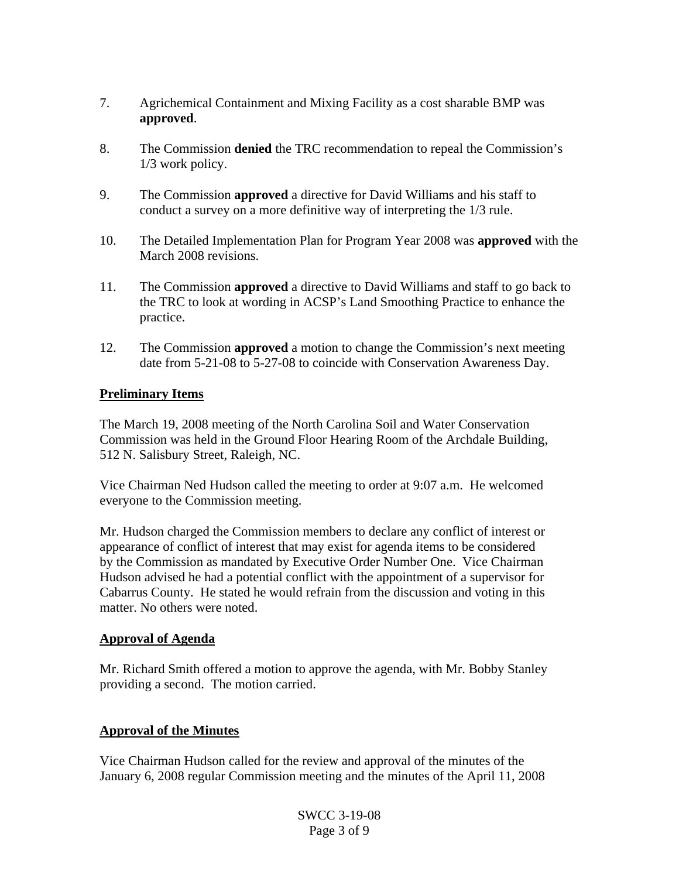7. Agrichemical Containment and Mixing Facility as a cost sharable BMP was **approved**.

8. The Commission **denied** the TRC recommendation to repeal the Commission's 1/3 work policy.

9. The Commission **approved** a directive for David Williams and his staff to conduct a survey on a more definitive way of interpreting the 1/3 rule.

10. The Detailed Implementation Plan for Program Year 2008 was **approved** with the March 2008 revisions.

11. The Commission **approved** a directive to David Williams and staff to go back to the TRC to look at wording in ACSP's Land Smoothing Practice to enhance the practice.

12. The Commission **approved** a motion to change the Commission's next meeting date from 5-21-08 to 5-27-08 to coincide with Conservation Awareness Day.

## Preliminary Items

The March 19, 2008 meeting of the North Carolina Soil and Water Conservation Commission was held in the Ground Floor Hearing Room of the Archdale Building, 512 N. Salisbury Street, Raleigh, NC.

Vice Chairman Ned Hudson called the meeting to order at 9:07 a.m. He welcomed everyone to the Commission meeting.

Mr. Hudson charged the Commission members to declare any conflict of interest or appearance of conflict of interest that may exist for agenda items to be considered by the Commission as mandated by Executive Order Number One. Vice Chairman Hudson advised he had a potential conflict with the appointment of a supervisor for Cabarrus County. He stated he would refrain from the discussion and voting in this matter. No others were noted.

## Approval of Agenda

Mr. Richard Smith offered a motion to approve the agenda, with Mr. Bobby Stanley providing a second. The motion carried.

## Approval of the Minutes

Vice Chairman Hudson called for the review and approval of the minutes of the January 6, 2008 regular Commission meeting and the minutes of the April 11, 2008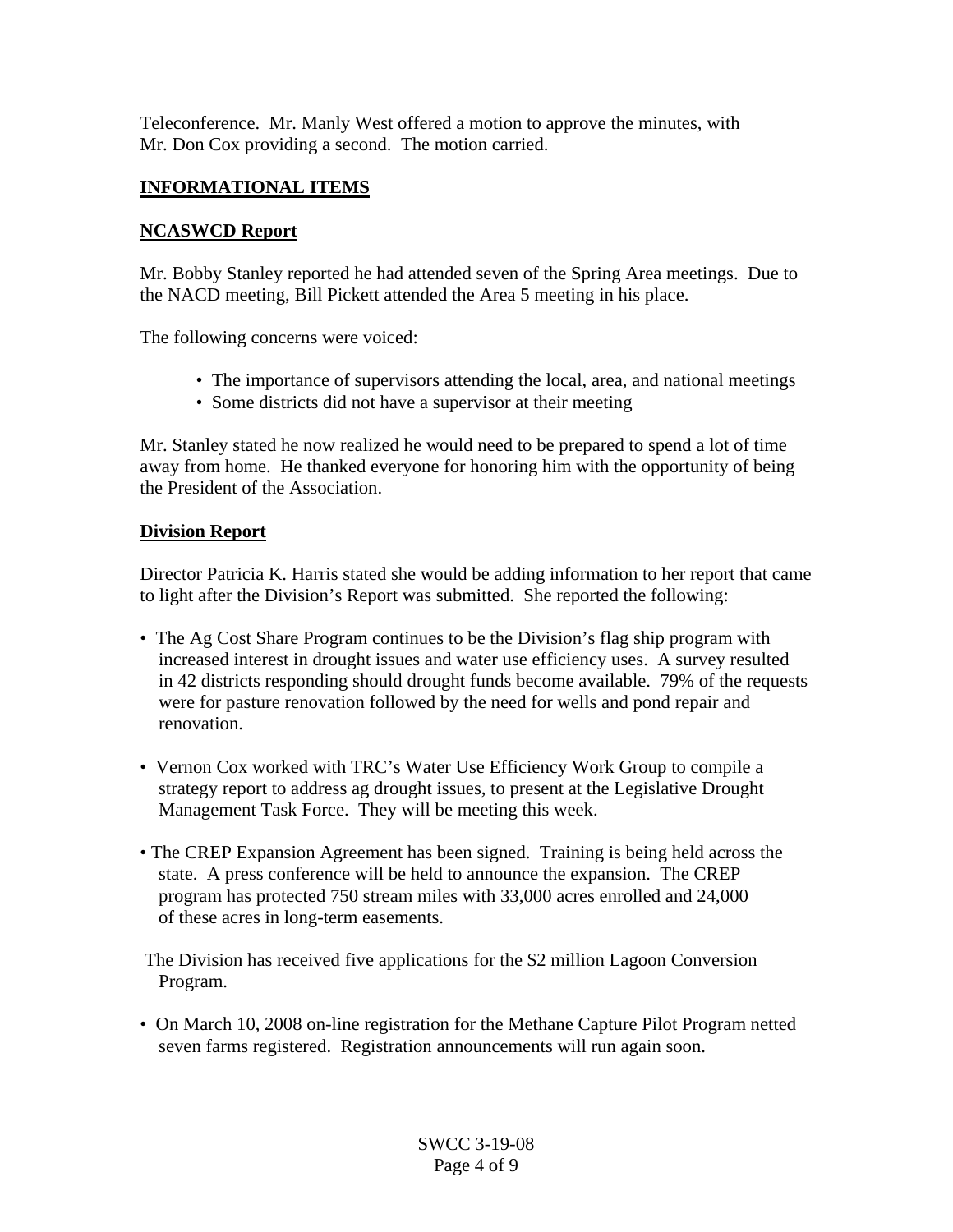Teleconference. Mr. Manly West offered a motion to approve the minutes, with Mr. Don Cox providing a second. The motion carried.

## INFORMATIONAL ITEMS

### NCASWCD Report

Mr. Bobby Stanley reported he had attended seven of the Spring Area meetings. Due to the NACD meeting, Bill Pickett attended the Area 5 meeting in his place.

The following concerns were voiced:

- The importance of supervisors attending the local, area, and national meetings
- Some districts did not have a supervisor at their meeting

Mr. Stanley stated he now realized he would need to be prepared to spend a lot of time away from home. He thanked everyone for honoring him with the opportunity of being the President of the Association.

### Division Report

Director Patricia K. Harris stated she would be adding information to her report that came to light after the Division's Report was submitted. She reported the following:

- The Ag Cost Share Program continues to be the Division's flag ship program with increased interest in drought issues and water use efficiency uses. A survey resulted in 42 districts responding should drought funds become available. 79% of the requests were for pasture renovation followed by the need for wells and pond repair and renovation.

- Vernon Cox worked with TRC's Water Use Efficiency Work Group to compile a strategy report to address ag drought issues, to present at the Legislative Drought Management Task Force. They will be meeting this week.

- The CREP Expansion Agreement has been signed. Training is being held across the state. A press conference will be held to announce the expansion. The CREP program has protected 750 stream miles with 33,000 acres enrolled and 24,000 of these acres in long-term easements.

The Division has received five applications for the $2 million Lagoon Conversion Program.

- On March 10, 2008 on-line registration for the Methane Capture Pilot Program netted seven farms registered. Registration announcements will run again soon.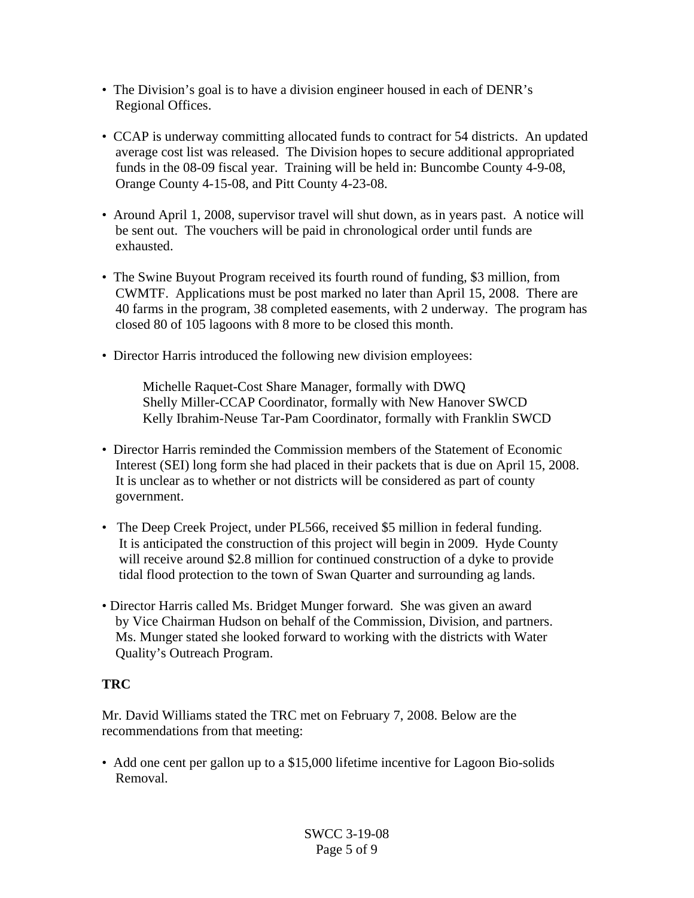- The Division's goal is to have a division engineer housed in each of DENR's Regional Offices.

- CCAP is underway committing allocated funds to contract for 54 districts. An updated average cost list was released. The Division hopes to secure additional appropriated funds in the 08-09 fiscal year. Training will be held in: Buncombe County 4-9-08, Orange County 4-15-08, and Pitt County 4-23-08.

- Around April 1, 2008, supervisor travel will shut down, as in years past. A notice will be sent out. The vouchers will be paid in chronological order until funds are exhausted.

- The Swine Buyout Program received its fourth round of funding, $3 million, from CWMTF. Applications must be post marked no later than April 15, 2008. There are 40 farms in the program, 38 completed easements, with 2 underway. The program has closed 80 of 105 lagoons with 8 more to be closed this month.

- Director Harris introduced the following new division employees:

  Michelle Raquet-Cost Share Manager, formally with DWQ
  Shelly Miller-CCAP Coordinator, formally with New Hanover SWCD
  Kelly Ibrahim-Neuse Tar-Pam Coordinator, formally with Franklin SWCD

- Director Harris reminded the Commission members of the Statement of Economic Interest (SEI) long form she had placed in their packets that is due on April 15, 2008. It is unclear as to whether or not districts will be considered as part of county government.

- The Deep Creek Project, under PL566, received $5 million in federal funding. It is anticipated the construction of this project will begin in 2009. Hyde County will receive around $2.8 million for continued construction of a dyke to provide tidal flood protection to the town of Swan Quarter and surrounding ag lands.

- Director Harris called Ms. Bridget Munger forward. She was given an award by Vice Chairman Hudson on behalf of the Commission, Division, and partners. Ms. Munger stated she looked forward to working with the districts with Water Quality's Outreach Program.

**TRC**

Mr. David Williams stated the TRC met on February 7, 2008. Below are the recommendations from that meeting:

- Add one cent per gallon up to a $15,000 lifetime incentive for Lagoon Bio-solids Removal.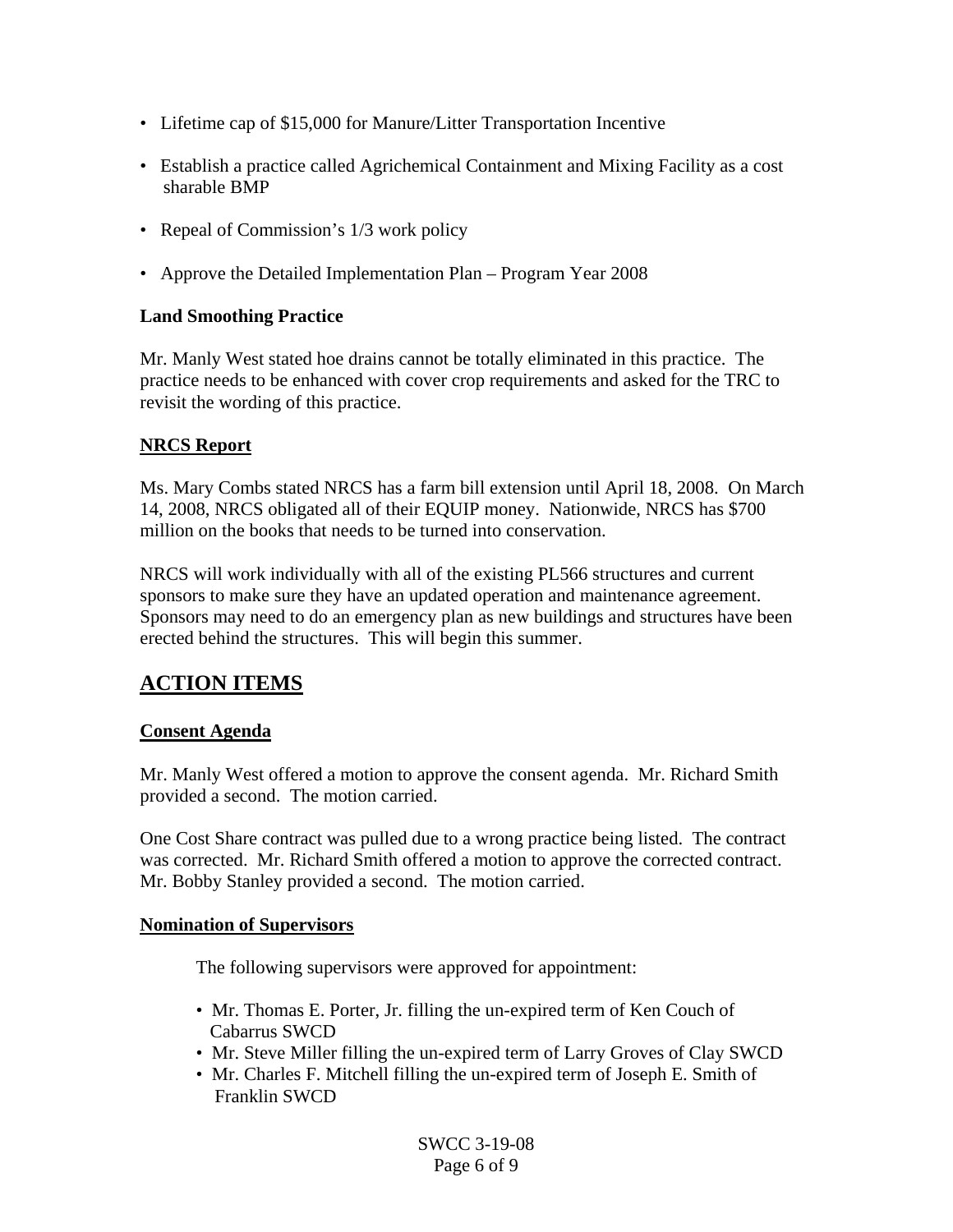- Lifetime cap of $15,000 for Manure/Litter Transportation Incentive
- Establish a practice called Agrichemical Containment and Mixing Facility as a cost sharable BMP
- Repeal of Commission's 1/3 work policy
- Approve the Detailed Implementation Plan – Program Year 2008

**Land Smoothing Practice**

Mr. Manly West stated hoe drains cannot be totally eliminated in this practice. The practice needs to be enhanced with cover crop requirements and asked for the TRC to revisit the wording of this practice.

**NRCS Report**

Ms. Mary Combs stated NRCS has a farm bill extension until April 18, 2008. On March 14, 2008, NRCS obligated all of their EQUIP money. Nationwide, NRCS has $700 million on the books that needs to be turned into conservation.

NRCS will work individually with all of the existing PL566 structures and current sponsors to make sure they have an updated operation and maintenance agreement. Sponsors may need to do an emergency plan as new buildings and structures have been erected behind the structures. This will begin this summer.

## ACTION ITEMS

**Consent Agenda**

Mr. Manly West offered a motion to approve the consent agenda. Mr. Richard Smith provided a second. The motion carried.

One Cost Share contract was pulled due to a wrong practice being listed. The contract was corrected. Mr. Richard Smith offered a motion to approve the corrected contract. Mr. Bobby Stanley provided a second. The motion carried.

**Nomination of Supervisors**

The following supervisors were approved for appointment:

- Mr. Thomas E. Porter, Jr. filling the un-expired term of Ken Couch of Cabarrus SWCD
- Mr. Steve Miller filling the un-expired term of Larry Groves of Clay SWCD
- Mr. Charles F. Mitchell filling the un-expired term of Joseph E. Smith of Franklin SWCD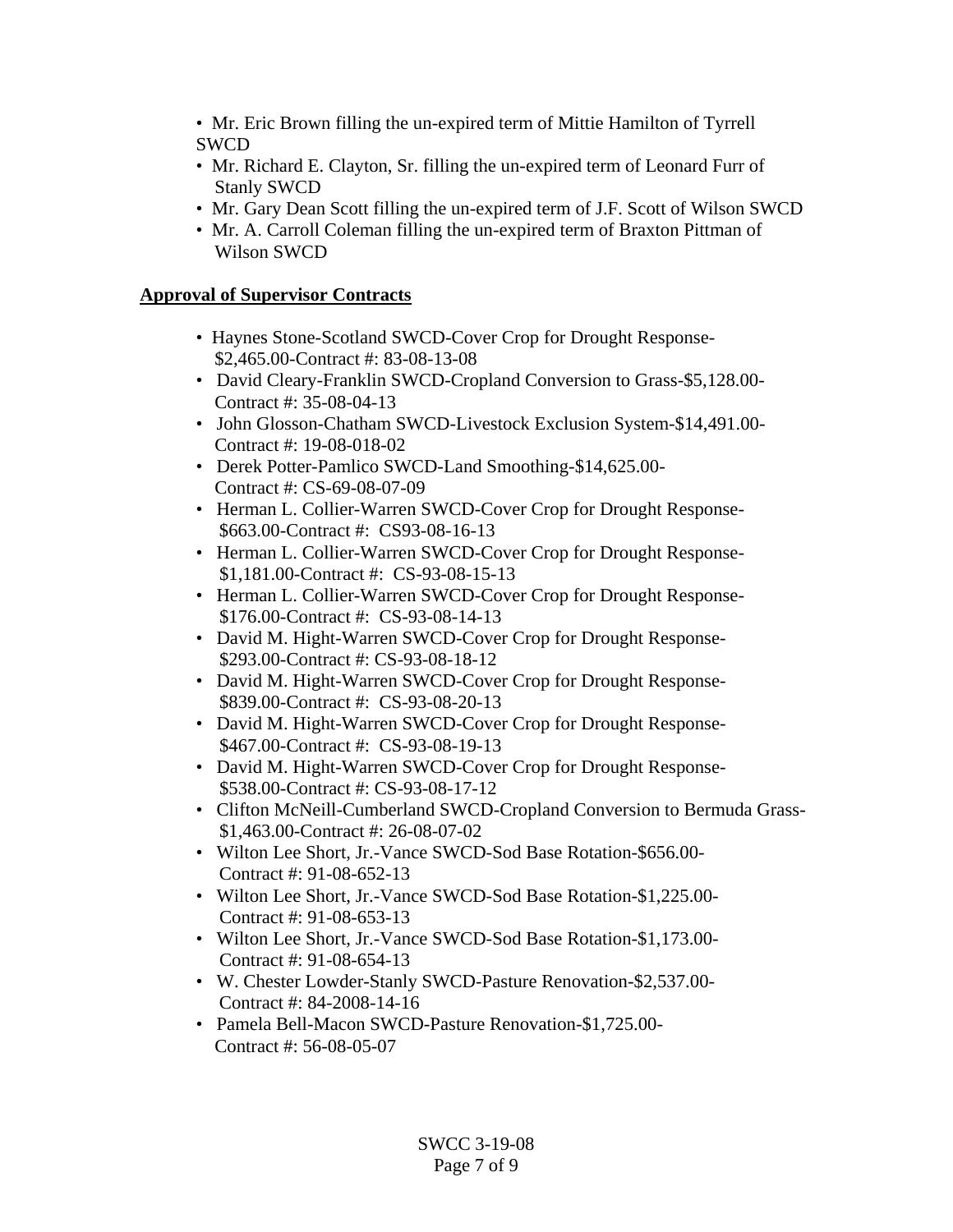- Mr. Eric Brown filling the un-expired term of Mittie Hamilton of Tyrrell SWCD
- Mr. Richard E. Clayton, Sr. filling the un-expired term of Leonard Furr of Stanly SWCD
- Mr. Gary Dean Scott filling the un-expired term of J.F. Scott of Wilson SWCD
- Mr. A. Carroll Coleman filling the un-expired term of Braxton Pittman of Wilson SWCD

**Approval of Supervisor Contracts**

- Haynes Stone-Scotland SWCD-Cover Crop for Drought Response-$2,465.00-Contract #: 83-08-13-08
- David Cleary-Franklin SWCD-Cropland Conversion to Grass-$5,128.00-Contract #: 35-08-04-13
- John Glosson-Chatham SWCD-Livestock Exclusion System-$14,491.00-Contract #: 19-08-018-02
- Derek Potter-Pamlico SWCD-Land Smoothing-$14,625.00-Contract #: CS-69-08-07-09
- Herman L. Collier-Warren SWCD-Cover Crop for Drought Response-$663.00-Contract #: CS93-08-16-13
- Herman L. Collier-Warren SWCD-Cover Crop for Drought Response-$1,181.00-Contract #: CS-93-08-15-13
- Herman L. Collier-Warren SWCD-Cover Crop for Drought Response-$176.00-Contract #: CS-93-08-14-13
- David M. Hight-Warren SWCD-Cover Crop for Drought Response-$293.00-Contract #: CS-93-08-18-12
- David M. Hight-Warren SWCD-Cover Crop for Drought Response-$839.00-Contract #: CS-93-08-20-13
- David M. Hight-Warren SWCD-Cover Crop for Drought Response-$467.00-Contract #: CS-93-08-19-13
- David M. Hight-Warren SWCD-Cover Crop for Drought Response-$538.00-Contract #: CS-93-08-17-12
- Clifton McNeill-Cumberland SWCD-Cropland Conversion to Bermuda Grass-$1,463.00-Contract #: 26-08-07-02
- Wilton Lee Short, Jr.-Vance SWCD-Sod Base Rotation-$656.00-Contract #: 91-08-652-13
- Wilton Lee Short, Jr.-Vance SWCD-Sod Base Rotation-$1,225.00-Contract #: 91-08-653-13
- Wilton Lee Short, Jr.-Vance SWCD-Sod Base Rotation-$1,173.00-Contract #: 91-08-654-13
- W. Chester Lowder-Stanly SWCD-Pasture Renovation-$2,537.00-Contract #: 84-2008-14-16
- Pamela Bell-Macon SWCD-Pasture Renovation-$1,725.00-Contract #: 56-08-05-07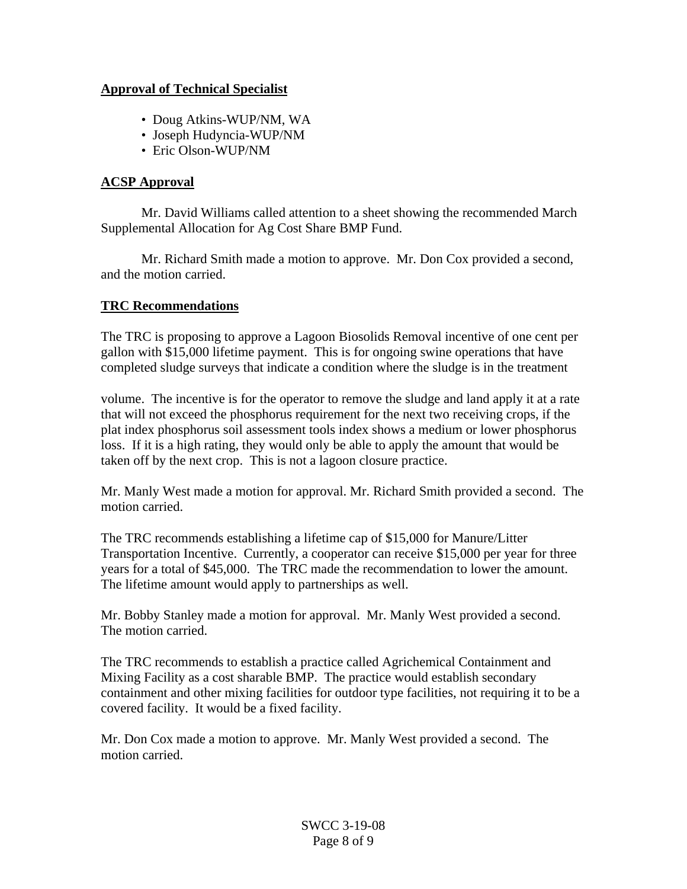**Approval of Technical Specialist**

- Doug Atkins-WUP/NM, WA
- Joseph Hudyncia-WUP/NM
- Eric Olson-WUP/NM

**ACSP Approval**

Mr. David Williams called attention to a sheet showing the recommended March Supplemental Allocation for Ag Cost Share BMP Fund.

Mr. Richard Smith made a motion to approve. Mr. Don Cox provided a second, and the motion carried.

**TRC Recommendations**

The TRC is proposing to approve a Lagoon Biosolids Removal incentive of one cent per gallon with $15,000 lifetime payment. This is for ongoing swine operations that have completed sludge surveys that indicate a condition where the sludge is in the treatment volume. The incentive is for the operator to remove the sludge and land apply it at a rate that will not exceed the phosphorus requirement for the next two receiving crops, if the plat index phosphorus soil assessment tools index shows a medium or lower phosphorus loss. If it is a high rating, they would only be able to apply the amount that would be taken off by the next crop. This is not a lagoon closure practice.

Mr. Manly West made a motion for approval. Mr. Richard Smith provided a second. The motion carried.

The TRC recommends establishing a lifetime cap of $15,000 for Manure/Litter Transportation Incentive. Currently, a cooperator can receive $15,000 per year for three years for a total of $45,000. The TRC made the recommendation to lower the amount. The lifetime amount would apply to partnerships as well.

Mr. Bobby Stanley made a motion for approval. Mr. Manly West provided a second. The motion carried.

The TRC recommends to establish a practice called Agrichemical Containment and Mixing Facility as a cost sharable BMP. The practice would establish secondary containment and other mixing facilities for outdoor type facilities, not requiring it to be a covered facility. It would be a fixed facility.

Mr. Don Cox made a motion to approve. Mr. Manly West provided a second. The motion carried.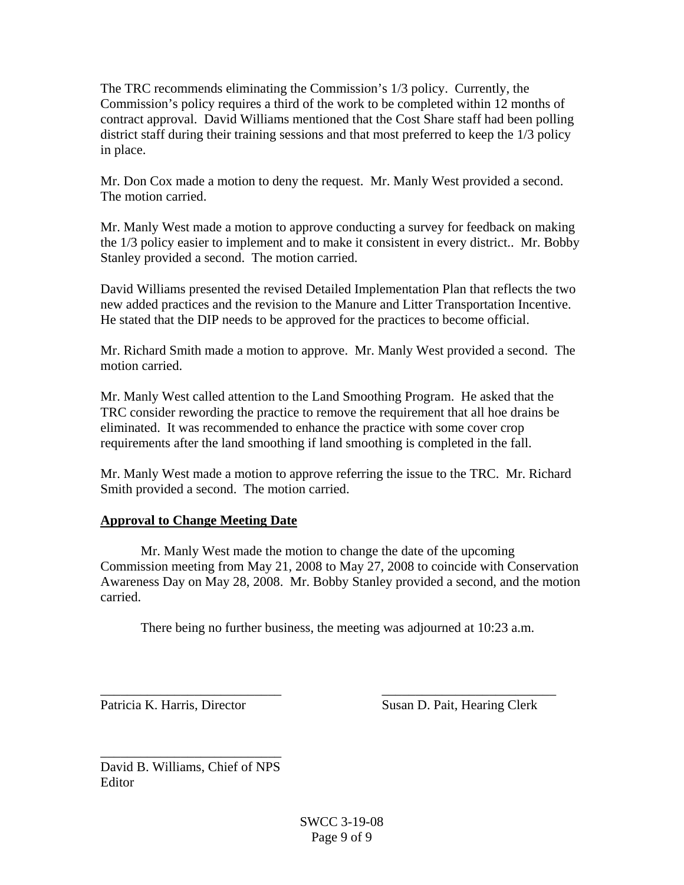The TRC recommends eliminating the Commission's 1/3 policy. Currently, the Commission's policy requires a third of the work to be completed within 12 months of contract approval. David Williams mentioned that the Cost Share staff had been polling district staff during their training sessions and that most preferred to keep the 1/3 policy in place.

Mr. Don Cox made a motion to deny the request. Mr. Manly West provided a second. The motion carried.

Mr. Manly West made a motion to approve conducting a survey for feedback on making the 1/3 policy easier to implement and to make it consistent in every district.. Mr. Bobby Stanley provided a second. The motion carried.

David Williams presented the revised Detailed Implementation Plan that reflects the two new added practices and the revision to the Manure and Litter Transportation Incentive. He stated that the DIP needs to be approved for the practices to become official.

Mr. Richard Smith made a motion to approve. Mr. Manly West provided a second. The motion carried.

Mr. Manly West called attention to the Land Smoothing Program. He asked that the TRC consider rewording the practice to remove the requirement that all hoe drains be eliminated. It was recommended to enhance the practice with some cover crop requirements after the land smoothing if land smoothing is completed in the fall.

Mr. Manly West made a motion to approve referring the issue to the TRC. Mr. Richard Smith provided a second. The motion carried.

**Approval to Change Meeting Date**

Mr. Manly West made the motion to change the date of the upcoming Commission meeting from May 21, 2008 to May 27, 2008 to coincide with Conservation Awareness Day on May 28, 2008. Mr. Bobby Stanley provided a second, and the motion carried.

There being no further business, the meeting was adjourned at 10:23 a.m.

\_\_\_\_\_\_\_\_\_\_\_\_\_\_\_\_\_\_\_\_\_\_\_\_\_\_\_
Patricia K. Harris, Director

\_\_\_\_\_\_\_\_\_\_\_\_\_\_\_\_\_\_\_\_\_\_\_\_\_\_\_
Susan D. Pait, Hearing Clerk

\_\_\_\_\_\_\_\_\_\_\_\_\_\_\_\_\_\_\_\_\_\_\_\_\_\_\_
David B. Williams, Chief of NPS
Editor